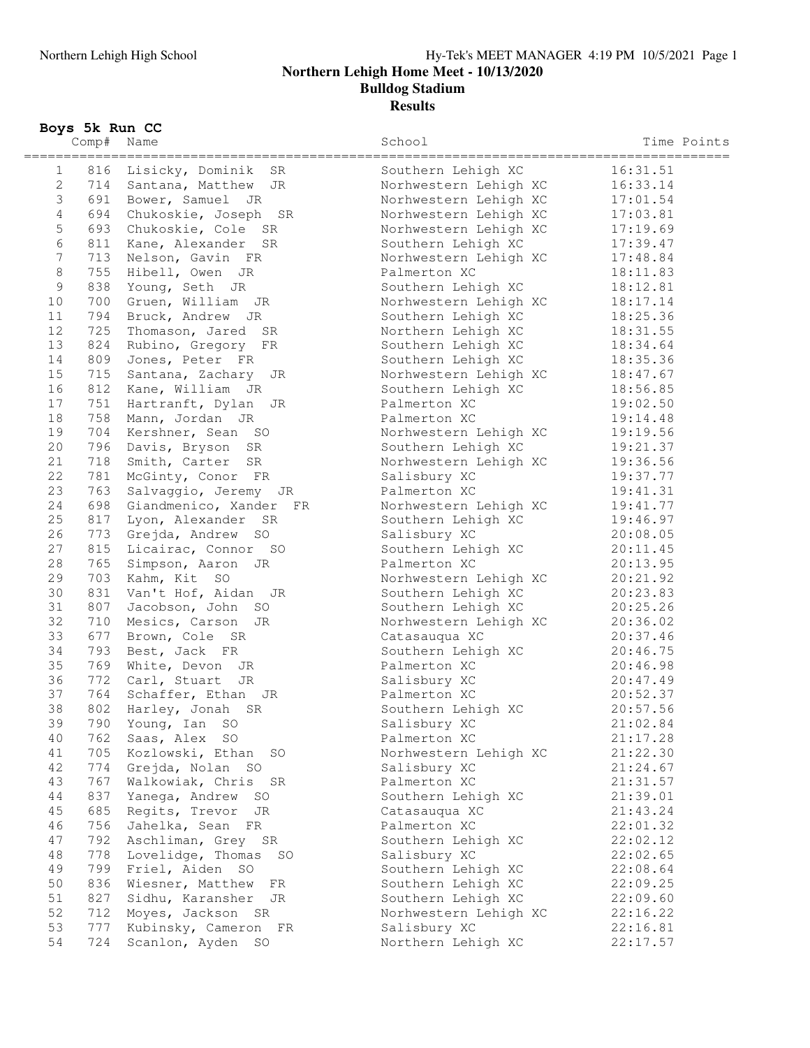# Northern Lehigh Home Meet - 10/13/2020

## Bulldog Stadium

## Results

### Boys 5k Run CC

| | Comp# | Name | School | Time | Points |
|---|---|---|---|---|---|
| 1 | 816 | Lisicky, Dominik SR | Southern Lehigh XC | 16:31.51 | |
| 2 | 714 | Santana, Matthew JR | Norhwestern Lehigh XC | 16:33.14 | |
| 3 | 691 | Bower, Samuel JR | Norhwestern Lehigh XC | 17:01.54 | |
| 4 | 694 | Chukoskie, Joseph SR | Norhwestern Lehigh XC | 17:03.81 | |
| 5 | 693 | Chukoskie, Cole SR | Norhwestern Lehigh XC | 17:19.69 | |
| 6 | 811 | Kane, Alexander SR | Southern Lehigh XC | 17:39.47 | |
| 7 | 713 | Nelson, Gavin FR | Norhwestern Lehigh XC | 17:48.84 | |
| 8 | 755 | Hibell, Owen JR | Palmerton XC | 18:11.83 | |
| 9 | 838 | Young, Seth JR | Southern Lehigh XC | 18:12.81 | |
| 10 | 700 | Gruen, William JR | Norhwestern Lehigh XC | 18:17.14 | |
| 11 | 794 | Bruck, Andrew JR | Southern Lehigh XC | 18:25.36 | |
| 12 | 725 | Thomason, Jared SR | Northern Lehigh XC | 18:31.55 | |
| 13 | 824 | Rubino, Gregory FR | Southern Lehigh XC | 18:34.64 | |
| 14 | 809 | Jones, Peter FR | Southern Lehigh XC | 18:35.36 | |
| 15 | 715 | Santana, Zachary JR | Norhwestern Lehigh XC | 18:47.67 | |
| 16 | 812 | Kane, William JR | Southern Lehigh XC | 18:56.85 | |
| 17 | 751 | Hartranft, Dylan JR | Palmerton XC | 19:02.50 | |
| 18 | 758 | Mann, Jordan JR | Palmerton XC | 19:14.48 | |
| 19 | 704 | Kershner, Sean SO | Norhwestern Lehigh XC | 19:19.56 | |
| 20 | 796 | Davis, Bryson SR | Southern Lehigh XC | 19:21.37 | |
| 21 | 718 | Smith, Carter SR | Norhwestern Lehigh XC | 19:36.56 | |
| 22 | 781 | McGinty, Conor FR | Salisbury XC | 19:37.77 | |
| 23 | 763 | Salvaggio, Jeremy JR | Palmerton XC | 19:41.31 | |
| 24 | 698 | Giandmenico, Xander FR | Norhwestern Lehigh XC | 19:41.77 | |
| 25 | 817 | Lyon, Alexander SR | Southern Lehigh XC | 19:46.97 | |
| 26 | 773 | Grejda, Andrew SO | Salisbury XC | 20:08.05 | |
| 27 | 815 | Licairac, Connor SO | Southern Lehigh XC | 20:11.45 | |
| 28 | 765 | Simpson, Aaron JR | Palmerton XC | 20:13.95 | |
| 29 | 703 | Kahm, Kit SO | Norhwestern Lehigh XC | 20:21.92 | |
| 30 | 831 | Van't Hof, Aidan JR | Southern Lehigh XC | 20:23.83 | |
| 31 | 807 | Jacobson, John SO | Southern Lehigh XC | 20:25.26 | |
| 32 | 710 | Mesics, Carson JR | Norhwestern Lehigh XC | 20:36.02 | |
| 33 | 677 | Brown, Cole SR | Catasauqua XC | 20:37.46 | |
| 34 | 793 | Best, Jack FR | Southern Lehigh XC | 20:46.75 | |
| 35 | 769 | White, Devon JR | Palmerton XC | 20:46.98 | |
| 36 | 772 | Carl, Stuart JR | Salisbury XC | 20:47.49 | |
| 37 | 764 | Schaffer, Ethan JR | Palmerton XC | 20:52.37 | |
| 38 | 802 | Harley, Jonah SR | Southern Lehigh XC | 20:57.56 | |
| 39 | 790 | Young, Ian SO | Salisbury XC | 21:02.84 | |
| 40 | 762 | Saas, Alex SO | Palmerton XC | 21:17.28 | |
| 41 | 705 | Kozlowski, Ethan SO | Norhwestern Lehigh XC | 21:22.30 | |
| 42 | 774 | Grejda, Nolan SO | Salisbury XC | 21:24.67 | |
| 43 | 767 | Walkowiak, Chris SR | Palmerton XC | 21:31.57 | |
| 44 | 837 | Yanega, Andrew SO | Southern Lehigh XC | 21:39.01 | |
| 45 | 685 | Regits, Trevor JR | Catasauqua XC | 21:43.24 | |
| 46 | 756 | Jahelka, Sean FR | Palmerton XC | 22:01.32 | |
| 47 | 792 | Aschliman, Grey SR | Southern Lehigh XC | 22:02.12 | |
| 48 | 778 | Lovelidge, Thomas SO | Salisbury XC | 22:02.65 | |
| 49 | 799 | Friel, Aiden SO | Southern Lehigh XC | 22:08.64 | |
| 50 | 836 | Wiesner, Matthew FR | Southern Lehigh XC | 22:09.25 | |
| 51 | 827 | Sidhu, Karansher JR | Southern Lehigh XC | 22:09.60 | |
| 52 | 712 | Moyes, Jackson SR | Norhwestern Lehigh XC | 22:16.22 | |
| 53 | 777 | Kubinsky, Cameron FR | Salisbury XC | 22:16.81 | |
| 54 | 724 | Scanlon, Ayden SO | Northern Lehigh XC | 22:17.57 | |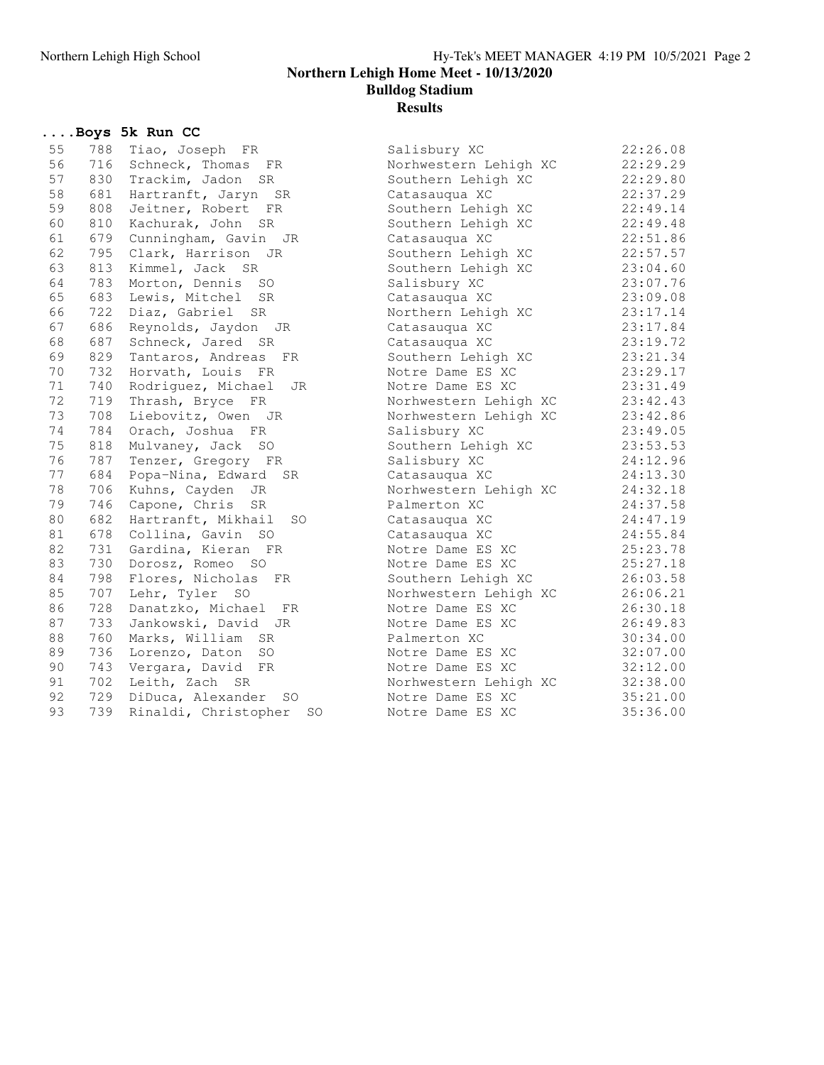# Northern Lehigh Home Meet - 10/13/2020

## Bulldog Stadium

## Results

### ....Boys 5k Run CC

| | | | | |
|---|---|---|---|---|
| 55 | 788 | Tiao, Joseph FR | Salisbury XC | 22:26.08 |
| 56 | 716 | Schneck, Thomas FR | Norhwestern Lehigh XC | 22:29.29 |
| 57 | 830 | Trackim, Jadon SR | Southern Lehigh XC | 22:29.80 |
| 58 | 681 | Hartranft, Jaryn SR | Catasauqua XC | 22:37.29 |
| 59 | 808 | Jeitner, Robert FR | Southern Lehigh XC | 22:49.14 |
| 60 | 810 | Kachurak, John SR | Southern Lehigh XC | 22:49.48 |
| 61 | 679 | Cunningham, Gavin JR | Catasauqua XC | 22:51.86 |
| 62 | 795 | Clark, Harrison JR | Southern Lehigh XC | 22:57.57 |
| 63 | 813 | Kimmel, Jack SR | Southern Lehigh XC | 23:04.60 |
| 64 | 783 | Morton, Dennis SO | Salisbury XC | 23:07.76 |
| 65 | 683 | Lewis, Mitchel SR | Catasauqua XC | 23:09.08 |
| 66 | 722 | Diaz, Gabriel SR | Northern Lehigh XC | 23:17.14 |
| 67 | 686 | Reynolds, Jaydon JR | Catasauqua XC | 23:17.84 |
| 68 | 687 | Schneck, Jared SR | Catasauqua XC | 23:19.72 |
| 69 | 829 | Tantaros, Andreas FR | Southern Lehigh XC | 23:21.34 |
| 70 | 732 | Horvath, Louis FR | Notre Dame ES XC | 23:29.17 |
| 71 | 740 | Rodriguez, Michael JR | Notre Dame ES XC | 23:31.49 |
| 72 | 719 | Thrash, Bryce FR | Norhwestern Lehigh XC | 23:42.43 |
| 73 | 708 | Liebovitz, Owen JR | Norhwestern Lehigh XC | 23:42.86 |
| 74 | 784 | Orach, Joshua FR | Salisbury XC | 23:49.05 |
| 75 | 818 | Mulvaney, Jack SO | Southern Lehigh XC | 23:53.53 |
| 76 | 787 | Tenzer, Gregory FR | Salisbury XC | 24:12.96 |
| 77 | 684 | Popa-Nina, Edward SR | Catasauqua XC | 24:13.30 |
| 78 | 706 | Kuhns, Cayden JR | Norhwestern Lehigh XC | 24:32.18 |
| 79 | 746 | Capone, Chris SR | Palmerton XC | 24:37.58 |
| 80 | 682 | Hartranft, Mikhail SO | Catasauqua XC | 24:47.19 |
| 81 | 678 | Collina, Gavin SO | Catasauqua XC | 24:55.84 |
| 82 | 731 | Gardina, Kieran FR | Notre Dame ES XC | 25:23.78 |
| 83 | 730 | Dorosz, Romeo SO | Notre Dame ES XC | 25:27.18 |
| 84 | 798 | Flores, Nicholas FR | Southern Lehigh XC | 26:03.58 |
| 85 | 707 | Lehr, Tyler SO | Norhwestern Lehigh XC | 26:06.21 |
| 86 | 728 | Danatzko, Michael FR | Notre Dame ES XC | 26:30.18 |
| 87 | 733 | Jankowski, David JR | Notre Dame ES XC | 26:49.83 |
| 88 | 760 | Marks, William SR | Palmerton XC | 30:34.00 |
| 89 | 736 | Lorenzo, Daton SO | Notre Dame ES XC | 32:07.00 |
| 90 | 743 | Vergara, David FR | Notre Dame ES XC | 32:12.00 |
| 91 | 702 | Leith, Zach SR | Norhwestern Lehigh XC | 32:38.00 |
| 92 | 729 | DiDuca, Alexander SO | Notre Dame ES XC | 35:21.00 |
| 93 | 739 | Rinaldi, Christopher SO | Notre Dame ES XC | 35:36.00 |